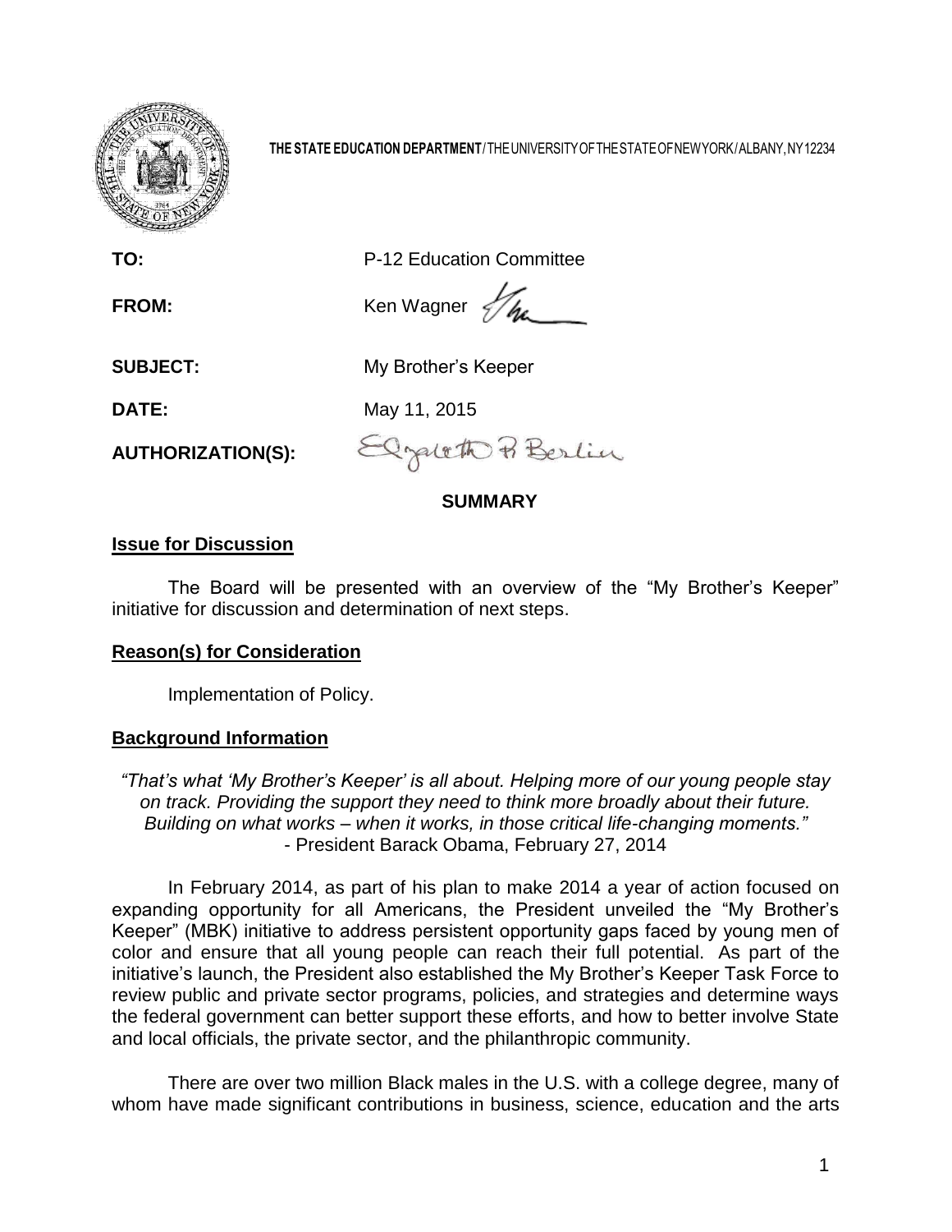**THE STATE EDUCATION DEPARTMENT** / THE UNIVERSITY OF THE STATE OF NEW YORK / ALBANY, NY 12234

**TO:** P-12 Education Committee

**FROM:** Ken Wagner

**SUBJECT:** My Brother's Keeper

**DATE:** May 11, 2015

**AUTHORIZATION(S):** Elizabeth R. Berlin

## SUMMARY

### Issue for Discussion

The Board will be presented with an overview of the "My Brother's Keeper" initiative for discussion and determination of next steps.

### Reason(s) for Consideration

Implementation of Policy.

### Background Information

*"That's what 'My Brother's Keeper' is all about. Helping more of our young people stay on track. Providing the support they need to think more broadly about their future. Building on what works – when it works, in those critical life-changing moments."*
- President Barack Obama, February 27, 2014

In February 2014, as part of his plan to make 2014 a year of action focused on expanding opportunity for all Americans, the President unveiled the "My Brother's Keeper" (MBK) initiative to address persistent opportunity gaps faced by young men of color and ensure that all young people can reach their full potential. As part of the initiative's launch, the President also established the My Brother's Keeper Task Force to review public and private sector programs, policies, and strategies and determine ways the federal government can better support these efforts, and how to better involve State and local officials, the private sector, and the philanthropic community.

There are over two million Black males in the U.S. with a college degree, many of whom have made significant contributions in business, science, education and the arts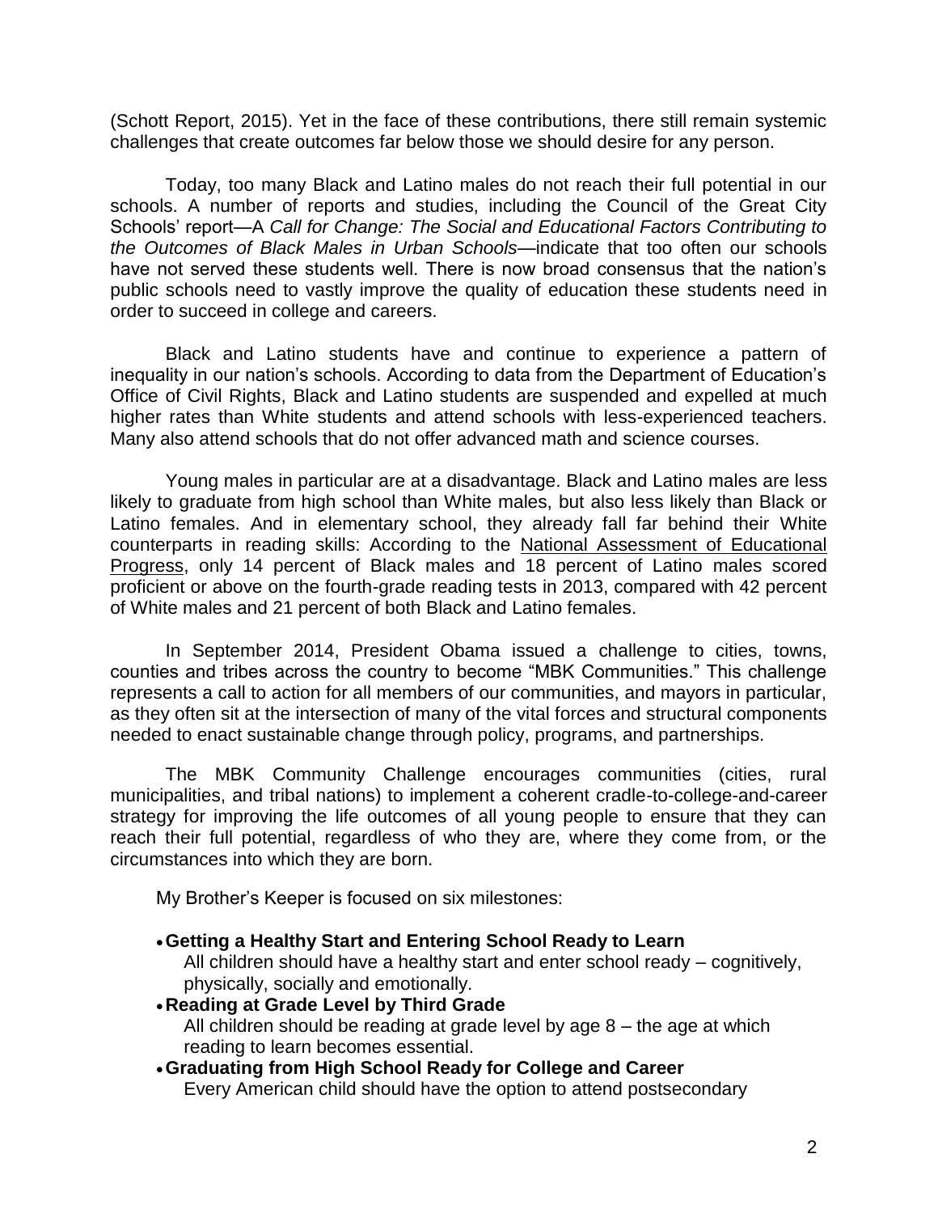(Schott Report, 2015). Yet in the face of these contributions, there still remain systemic challenges that create outcomes far below those we should desire for any person.

Today, too many Black and Latino males do not reach their full potential in our schools. A number of reports and studies, including the Council of the Great City Schools' report—A *Call for Change: The Social and Educational Factors Contributing to the Outcomes of Black Males in Urban Schools*—indicate that too often our schools have not served these students well. There is now broad consensus that the nation's public schools need to vastly improve the quality of education these students need in order to succeed in college and careers.

Black and Latino students have and continue to experience a pattern of inequality in our nation's schools. According to data from the Department of Education's Office of Civil Rights, Black and Latino students are suspended and expelled at much higher rates than White students and attend schools with less-experienced teachers. Many also attend schools that do not offer advanced math and science courses.

Young males in particular are at a disadvantage. Black and Latino males are less likely to graduate from high school than White males, but also less likely than Black or Latino females. And in elementary school, they already fall far behind their White counterparts in reading skills: According to the National Assessment of Educational Progress, only 14 percent of Black males and 18 percent of Latino males scored proficient or above on the fourth-grade reading tests in 2013, compared with 42 percent of White males and 21 percent of both Black and Latino females.

In September 2014, President Obama issued a challenge to cities, towns, counties and tribes across the country to become "MBK Communities." This challenge represents a call to action for all members of our communities, and mayors in particular, as they often sit at the intersection of many of the vital forces and structural components needed to enact sustainable change through policy, programs, and partnerships.

The MBK Community Challenge encourages communities (cities, rural municipalities, and tribal nations) to implement a coherent cradle-to-college-and-career strategy for improving the life outcomes of all young people to ensure that they can reach their full potential, regardless of who they are, where they come from, or the circumstances into which they are born.

My Brother's Keeper is focused on six milestones:

- **Getting a Healthy Start and Entering School Ready to Learn**
  All children should have a healthy start and enter school ready – cognitively, physically, socially and emotionally.
- **Reading at Grade Level by Third Grade**
  All children should be reading at grade level by age 8 – the age at which reading to learn becomes essential.
- **Graduating from High School Ready for College and Career**
  Every American child should have the option to attend postsecondary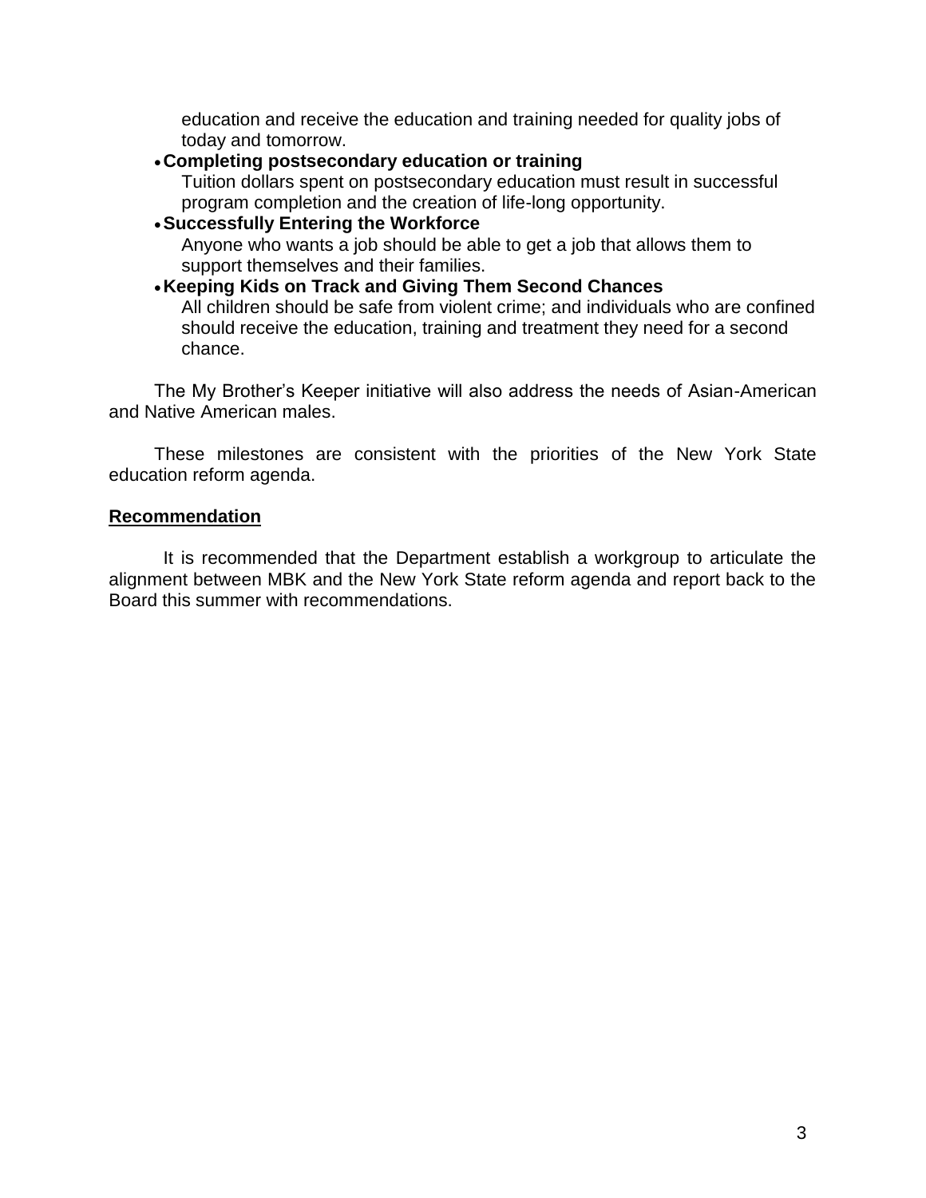education and receive the education and training needed for quality jobs of today and tomorrow.

- **Completing postsecondary education or training**
  Tuition dollars spent on postsecondary education must result in successful program completion and the creation of life-long opportunity.
- **Successfully Entering the Workforce**
  Anyone who wants a job should be able to get a job that allows them to support themselves and their families.
- **Keeping Kids on Track and Giving Them Second Chances**
  All children should be safe from violent crime; and individuals who are confined should receive the education, training and treatment they need for a second chance.

The My Brother's Keeper initiative will also address the needs of Asian-American and Native American males.

These milestones are consistent with the priorities of the New York State education reform agenda.

## Recommendation

It is recommended that the Department establish a workgroup to articulate the alignment between MBK and the New York State reform agenda and report back to the Board this summer with recommendations.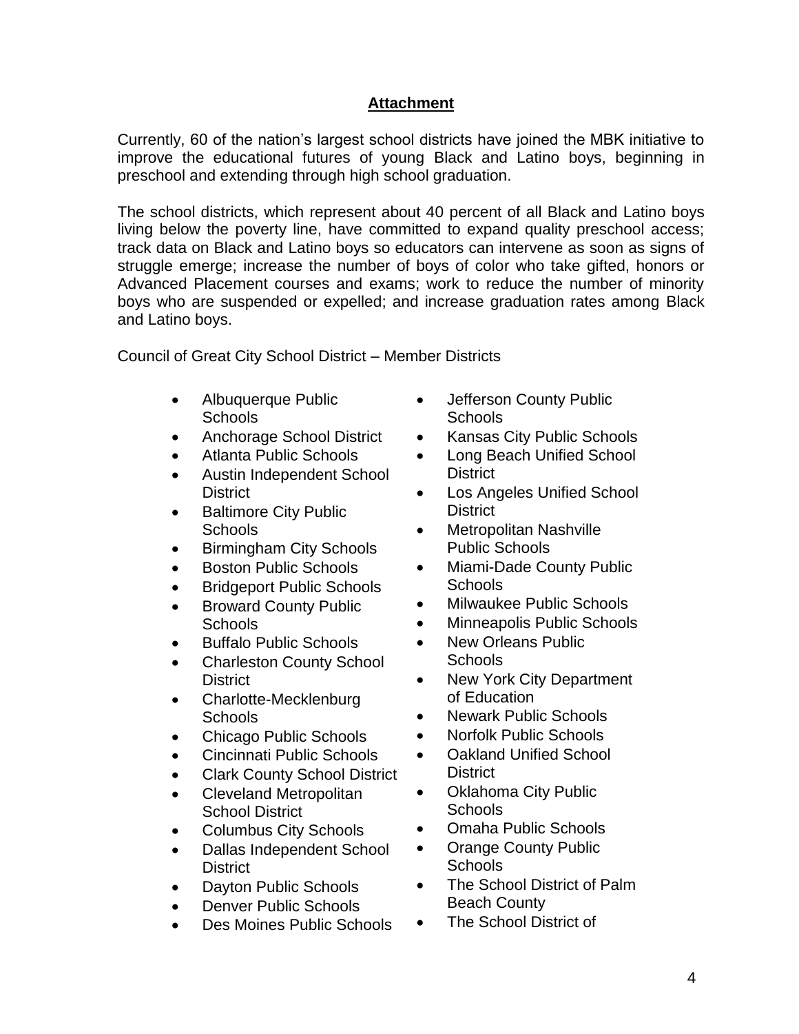## **Attachment**

Currently, 60 of the nation's largest school districts have joined the MBK initiative to improve the educational futures of young Black and Latino boys, beginning in preschool and extending through high school graduation.

The school districts, which represent about 40 percent of all Black and Latino boys living below the poverty line, have committed to expand quality preschool access; track data on Black and Latino boys so educators can intervene as soon as signs of struggle emerge; increase the number of boys of color who take gifted, honors or Advanced Placement courses and exams; work to reduce the number of minority boys who are suspended or expelled; and increase graduation rates among Black and Latino boys.

Council of Great City School District – Member Districts

- Albuquerque Public Schools
- Anchorage School District
- Atlanta Public Schools
- Austin Independent School District
- Baltimore City Public Schools
- Birmingham City Schools
- Boston Public Schools
- Bridgeport Public Schools
- Broward County Public Schools
- Buffalo Public Schools
- Charleston County School District
- Charlotte-Mecklenburg Schools
- Chicago Public Schools
- Cincinnati Public Schools
- Clark County School District
- Cleveland Metropolitan School District
- Columbus City Schools
- Dallas Independent School District
- Dayton Public Schools
- Denver Public Schools
- Des Moines Public Schools
- Jefferson County Public Schools
- Kansas City Public Schools
- Long Beach Unified School District
- Los Angeles Unified School District
- Metropolitan Nashville Public Schools
- Miami-Dade County Public Schools
- Milwaukee Public Schools
- Minneapolis Public Schools
- New Orleans Public Schools
- New York City Department of Education
- Newark Public Schools
- Norfolk Public Schools
- Oakland Unified School District
- Oklahoma City Public Schools
- Omaha Public Schools
- Orange County Public Schools
- The School District of Palm Beach County
- The School District of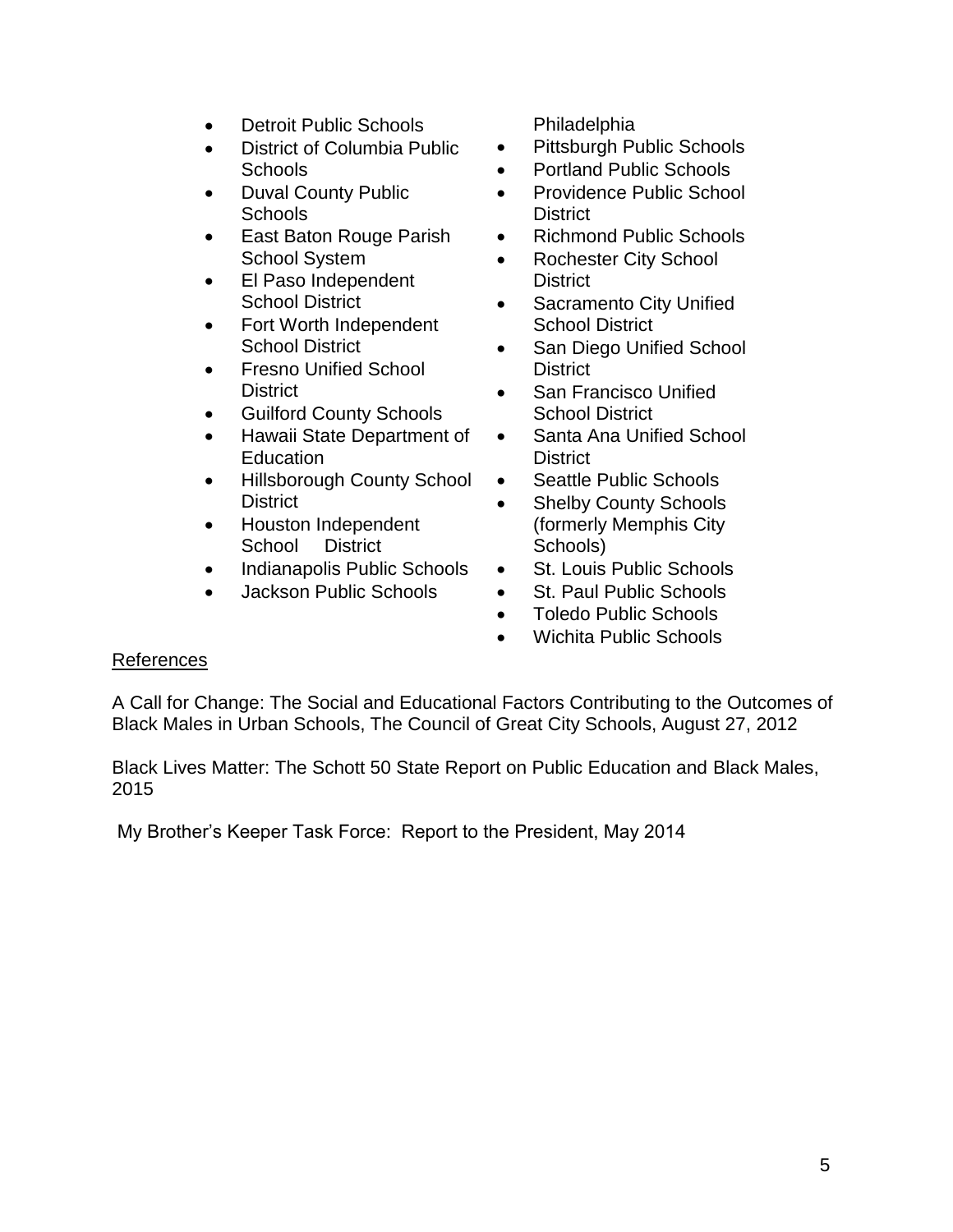- Detroit Public Schools
- District of Columbia Public Schools
- Duval County Public Schools
- East Baton Rouge Parish School System
- El Paso Independent School District
- Fort Worth Independent School District
- Fresno Unified School District
- Guilford County Schools
- Hawaii State Department of Education
- Hillsborough County School District
- Houston Independent School District
- Indianapolis Public Schools
- Jackson Public Schools

Philadelphia

- Pittsburgh Public Schools
- Portland Public Schools
- Providence Public School District
- Richmond Public Schools
- Rochester City School District
- Sacramento City Unified School District
- San Diego Unified School District
- San Francisco Unified School District
- Santa Ana Unified School District
- Seattle Public Schools
- Shelby County Schools (formerly Memphis City Schools)
- St. Louis Public Schools
- St. Paul Public Schools
- Toledo Public Schools
- Wichita Public Schools

References

A Call for Change: The Social and Educational Factors Contributing to the Outcomes of Black Males in Urban Schools, The Council of Great City Schools, August 27, 2012

Black Lives Matter: The Schott 50 State Report on Public Education and Black Males, 2015

My Brother's Keeper Task Force: Report to the President, May 2014